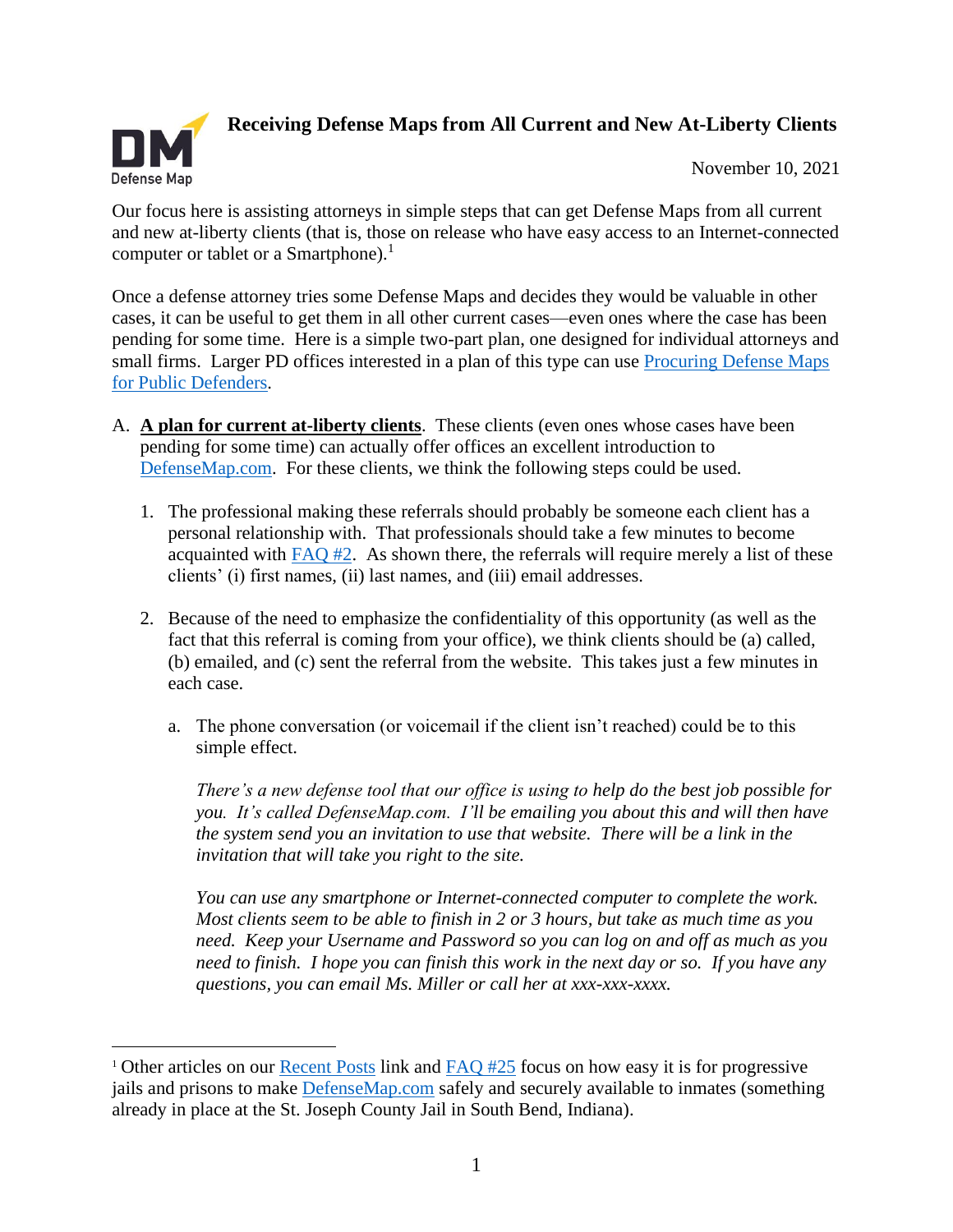# Receiving Defense Maps from All Current and New At-Liberty Clients

November 10, 2021

Our focus here is assisting attorneys in simple steps that can get Defense Maps from all current and new at-liberty clients (that is, those on release who have easy access to an Internet-connected computer or tablet or a Smartphone).[1]

Once a defense attorney tries some Defense Maps and decides they would be valuable in other cases, it can be useful to get them in all other current cases—even ones where the case has been pending for some time. Here is a simple two-part plan, one designed for individual attorneys and small firms. Larger PD offices interested in a plan of this type can use [Procuring Defense Maps for Public Defenders]().

A. **A plan for current at-liberty clients**. These clients (even ones whose cases have been pending for some time) can actually offer offices an excellent introduction to [DefenseMap.com](). For these clients, we think the following steps could be used.

   1. The professional making these referrals should probably be someone each client has a personal relationship with. That professionals should take a few minutes to become acquainted with [FAQ #2](). As shown there, the referrals will require merely a list of these clients' (i) first names, (ii) last names, and (iii) email addresses.

   2. Because of the need to emphasize the confidentiality of this opportunity (as well as the fact that this referral is coming from your office), we think clients should be (a) called, (b) emailed, and (c) sent the referral from the website. This takes just a few minutes in each case.

      a. The phone conversation (or voicemail if the client isn't reached) could be to this simple effect.

         *There's a new defense tool that our office is using to help do the best job possible for you. It's called DefenseMap.com. I'll be emailing you about this and will then have the system send you an invitation to use that website. There will be a link in the invitation that will take you right to the site.*

         *You can use any smartphone or Internet-connected computer to complete the work. Most clients seem to be able to finish in 2 or 3 hours, but take as much time as you need. Keep your Username and Password so you can log on and off as much as you need to finish. I hope you can finish this work in the next day or so. If you have any questions, you can email Ms. Miller or call her at xxx-xxx-xxxx.*

---

[1] Other articles on our [Recent Posts]() link and [FAQ #25]() focus on how easy it is for progressive jails and prisons to make [DefenseMap.com]() safely and securely available to inmates (something already in place at the St. Joseph County Jail in South Bend, Indiana).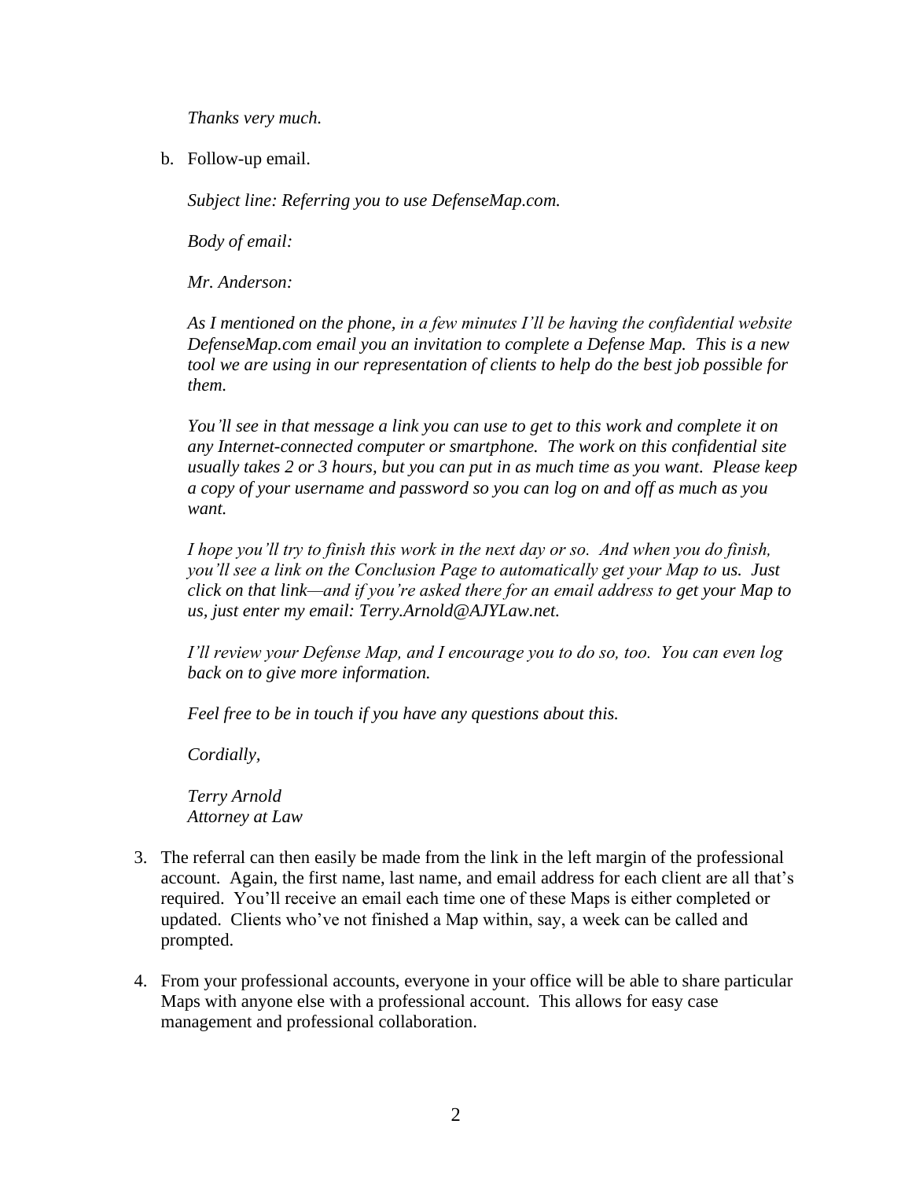*Thanks very much.*

b. Follow-up email.

*Subject line: Referring you to use DefenseMap.com.*

*Body of email:*

*Mr. Anderson:*

*As I mentioned on the phone, in a few minutes I'll be having the confidential website DefenseMap.com email you an invitation to complete a Defense Map. This is a new tool we are using in our representation of clients to help do the best job possible for them.*

*You'll see in that message a link you can use to get to this work and complete it on any Internet-connected computer or smartphone. The work on this confidential site usually takes 2 or 3 hours, but you can put in as much time as you want. Please keep a copy of your username and password so you can log on and off as much as you want.*

*I hope you'll try to finish this work in the next day or so. And when you do finish, you'll see a link on the Conclusion Page to automatically get your Map to us. Just click on that link—and if you're asked there for an email address to get your Map to us, just enter my email: Terry.Arnold@AJYLaw.net.*

*I'll review your Defense Map, and I encourage you to do so, too. You can even log back on to give more information.*

*Feel free to be in touch if you have any questions about this.*

*Cordially,*

*Terry Arnold*
*Attorney at Law*

3. The referral can then easily be made from the link in the left margin of the professional account. Again, the first name, last name, and email address for each client are all that's required. You'll receive an email each time one of these Maps is either completed or updated. Clients who've not finished a Map within, say, a week can be called and prompted.

4. From your professional accounts, everyone in your office will be able to share particular Maps with anyone else with a professional account. This allows for easy case management and professional collaboration.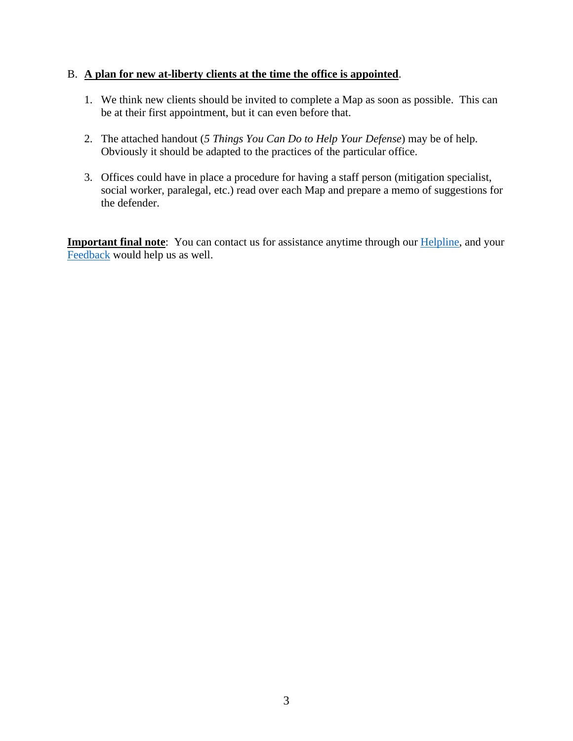B. **<u>A plan for new at-liberty clients at the time the office is appointed</u>**.

1. We think new clients should be invited to complete a Map as soon as possible. This can be at their first appointment, but it can even before that.

2. The attached handout (*5 Things You Can Do to Help Your Defense*) may be of help. Obviously it should be adapted to the practices of the particular office.

3. Offices could have in place a procedure for having a staff person (mitigation specialist, social worker, paralegal, etc.) read over each Map and prepare a memo of suggestions for the defender.

**<u>Important final note</u>**: You can contact us for assistance anytime through our Helpline, and your Feedback would help us as well.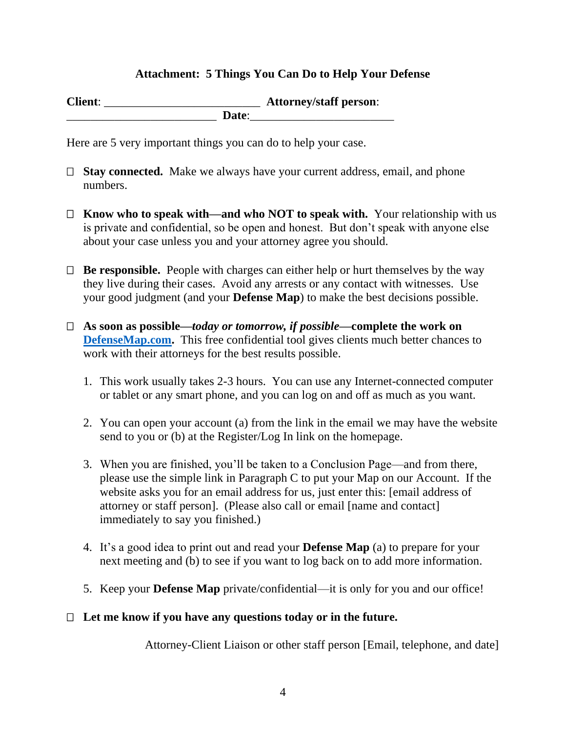**Attachment: 5 Things You Can Do to Help Your Defense**

**Client**: ________________________ **Attorney/staff person**: ________________________ **Date**:________________________

Here are 5 very important things you can do to help your case.

- ☐ **Stay connected.** Make we always have your current address, email, and phone numbers.

- ☐ **Know who to speak with—and who NOT to speak with.** Your relationship with us is private and confidential, so be open and honest. But don't speak with anyone else about your case unless you and your attorney agree you should.

- ☐ **Be responsible.** People with charges can either help or hurt themselves by the way they live during their cases. Avoid any arrests or any contact with witnesses. Use your good judgment (and your **Defense Map**) to make the best decisions possible.

- ☐ **As soon as possible—*today or tomorrow, if possible*—complete the work on [DefenseMap.com](DefenseMap.com).** This free confidential tool gives clients much better chances to work with their attorneys for the best results possible.

  1. This work usually takes 2-3 hours. You can use any Internet-connected computer or tablet or any smart phone, and you can log on and off as much as you want.

  2. You can open your account (a) from the link in the email we may have the website send to you or (b) at the Register/Log In link on the homepage.

  3. When you are finished, you'll be taken to a Conclusion Page—and from there, please use the simple link in Paragraph C to put your Map on our Account. If the website asks you for an email address for us, just enter this: [email address of attorney or staff person]. (Please also call or email [name and contact] immediately to say you finished.)

  4. It's a good idea to print out and read your **Defense Map** (a) to prepare for your next meeting and (b) to see if you want to log back on to add more information.

  5. Keep your **Defense Map** private/confidential—it is only for you and our office!

- ☐ **Let me know if you have any questions today or in the future.**

Attorney-Client Liaison or other staff person [Email, telephone, and date]